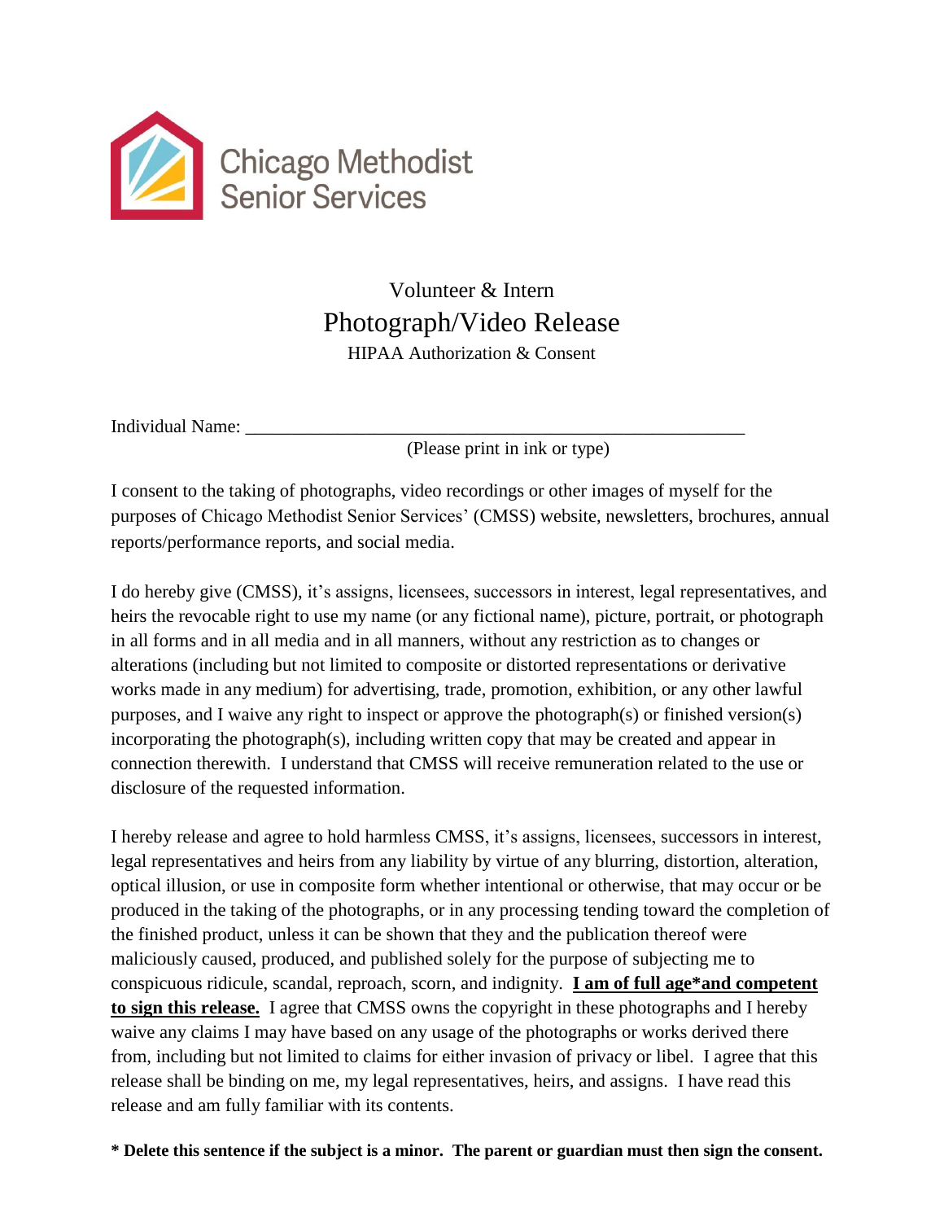Chicago Methodist Senior Services

# Volunteer & Intern
# Photograph/Video Release
## HIPAA Authorization & Consent

Individual Name: ________________________________________________________
(Please print in ink or type)

I consent to the taking of photographs, video recordings or other images of myself for the purposes of Chicago Methodist Senior Services' (CMSS) website, newsletters, brochures, annual reports/performance reports, and social media.

I do hereby give (CMSS), it's assigns, licensees, successors in interest, legal representatives, and heirs the revocable right to use my name (or any fictional name), picture, portrait, or photograph in all forms and in all media and in all manners, without any restriction as to changes or alterations (including but not limited to composite or distorted representations or derivative works made in any medium) for advertising, trade, promotion, exhibition, or any other lawful purposes, and I waive any right to inspect or approve the photograph(s) or finished version(s) incorporating the photograph(s), including written copy that may be created and appear in connection therewith. I understand that CMSS will receive remuneration related to the use or disclosure of the requested information.

I hereby release and agree to hold harmless CMSS, it's assigns, licensees, successors in interest, legal representatives and heirs from any liability by virtue of any blurring, distortion, alteration, optical illusion, or use in composite form whether intentional or otherwise, that may occur or be produced in the taking of the photographs, or in any processing tending toward the completion of the finished product, unless it can be shown that they and the publication thereof were maliciously caused, produced, and published solely for the purpose of subjecting me to conspicuous ridicule, scandal, reproach, scorn, and indignity. <u>**I am of full age*and competent to sign this release.**</u> I agree that CMSS owns the copyright in these photographs and I hereby waive any claims I may have based on any usage of the photographs or works derived there from, including but not limited to claims for either invasion of privacy or libel. I agree that this release shall be binding on me, my legal representatives, heirs, and assigns. I have read this release and am fully familiar with its contents.

**\* Delete this sentence if the subject is a minor. The parent or guardian must then sign the consent.**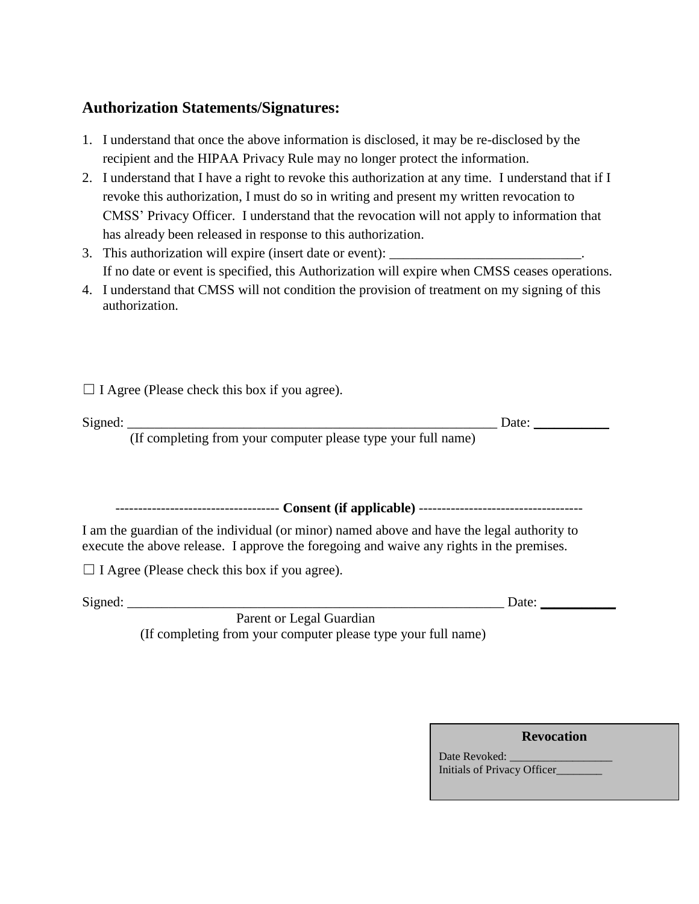## Authorization Statements/Signatures:

1. I understand that once the above information is disclosed, it may be re-disclosed by the recipient and the HIPAA Privacy Rule may no longer protect the information.
2. I understand that I have a right to revoke this authorization at any time. I understand that if I revoke this authorization, I must do so in writing and present my written revocation to CMSS' Privacy Officer. I understand that the revocation will not apply to information that has already been released in response to this authorization.
3. This authorization will expire (insert date or event): ____________________________.
   If no date or event is specified, this Authorization will expire when CMSS ceases operations.
4. I understand that CMSS will not condition the provision of treatment on my signing of this authorization.

☐ I Agree (Please check this box if you agree).

Signed: ________________________________________________________ Date: ___________

(If completing from your computer please type your full name)

------------------------------------ **Consent (if applicable)** ------------------------------------

I am the guardian of the individual (or minor) named above and have the legal authority to execute the above release. I approve the foregoing and waive any rights in the premises.

☐ I Agree (Please check this box if you agree).

Signed: __________________________________________________________ Date: ___________

Parent or Legal Guardian

(If completing from your computer please type your full name)

**Revocation**

Date Revoked: _________________

Initials of Privacy Officer________